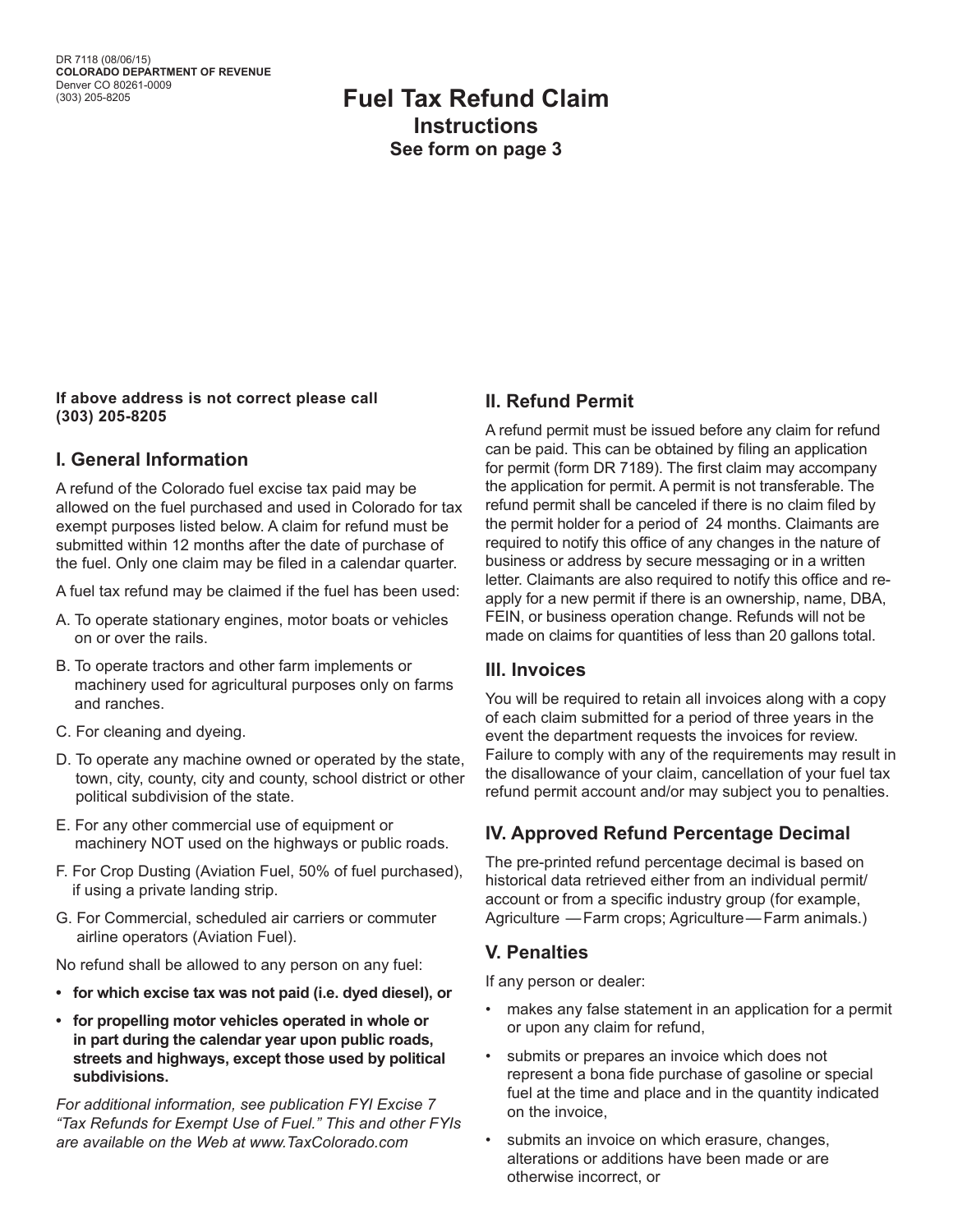DR 7118 (08/06/15)
**COLORADO DEPARTMENT OF REVENUE**
Denver CO 80261-0009
(303) 205-8205

# Fuel Tax Refund Claim

## Instructions

### See form on page 3

**If above address is not correct please call (303) 205-8205**

## I. General Information

A refund of the Colorado fuel excise tax paid may be allowed on the fuel purchased and used in Colorado for tax exempt purposes listed below. A claim for refund must be submitted within 12 months after the date of purchase of the fuel. Only one claim may be filed in a calendar quarter.

A fuel tax refund may be claimed if the fuel has been used:

A. To operate stationary engines, motor boats or vehicles on or over the rails.

B. To operate tractors and other farm implements or machinery used for agricultural purposes only on farms and ranches.

C. For cleaning and dyeing.

D. To operate any machine owned or operated by the state, town, city, county, city and county, school district or other political subdivision of the state.

E. For any other commercial use of equipment or machinery NOT used on the highways or public roads.

F. For Crop Dusting (Aviation Fuel, 50% of fuel purchased), if using a private landing strip.

G. For Commercial, scheduled air carriers or commuter airline operators (Aviation Fuel).

No refund shall be allowed to any person on any fuel:

- **for which excise tax was not paid (i.e. dyed diesel), or**
- **for propelling motor vehicles operated in whole or in part during the calendar year upon public roads, streets and highways, except those used by political subdivisions.**

*For additional information, see publication FYI Excise 7 "Tax Refunds for Exempt Use of Fuel." This and other FYIs are available on the Web at www.TaxColorado.com*

## II. Refund Permit

A refund permit must be issued before any claim for refund can be paid. This can be obtained by filing an application for permit (form DR 7189). The first claim may accompany the application for permit. A permit is not transferable. The refund permit shall be canceled if there is no claim filed by the permit holder for a period of 24 months. Claimants are required to notify this office of any changes in the nature of business or address by secure messaging or in a written letter. Claimants are also required to notify this office and re-apply for a new permit if there is an ownership, name, DBA, FEIN, or business operation change. Refunds will not be made on claims for quantities of less than 20 gallons total.

## III. Invoices

You will be required to retain all invoices along with a copy of each claim submitted for a period of three years in the event the department requests the invoices for review. Failure to comply with any of the requirements may result in the disallowance of your claim, cancellation of your fuel tax refund permit account and/or may subject you to penalties.

## IV. Approved Refund Percentage Decimal

The pre-printed refund percentage decimal is based on historical data retrieved either from an individual permit/account or from a specific industry group (for example, Agriculture — Farm crops; Agriculture — Farm animals.)

## V. Penalties

If any person or dealer:

- makes any false statement in an application for a permit or upon any claim for refund,
- submits or prepares an invoice which does not represent a bona fide purchase of gasoline or special fuel at the time and place and in the quantity indicated on the invoice,
- submits an invoice on which erasure, changes, alterations or additions have been made or are otherwise incorrect, or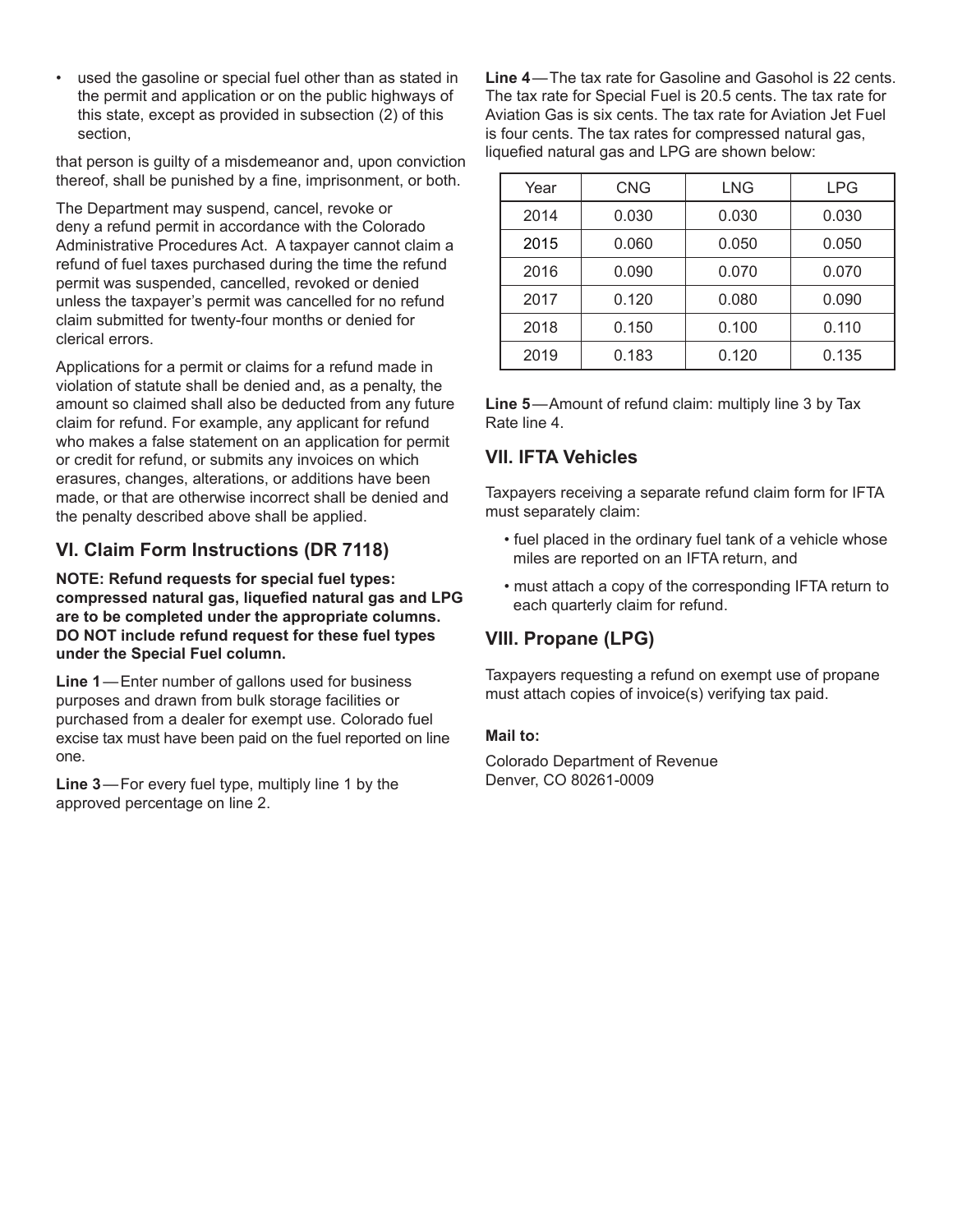- used the gasoline or special fuel other than as stated in the permit and application or on the public highways of this state, except as provided in subsection (2) of this section,

that person is guilty of a misdemeanor and, upon conviction thereof, shall be punished by a fine, imprisonment, or both.

The Department may suspend, cancel, revoke or deny a refund permit in accordance with the Colorado Administrative Procedures Act. A taxpayer cannot claim a refund of fuel taxes purchased during the time the refund permit was suspended, cancelled, revoked or denied unless the taxpayer's permit was cancelled for no refund claim submitted for twenty-four months or denied for clerical errors.

Applications for a permit or claims for a refund made in violation of statute shall be denied and, as a penalty, the amount so claimed shall also be deducted from any future claim for refund. For example, any applicant for refund who makes a false statement on an application for permit or credit for refund, or submits any invoices on which erasures, changes, alterations, or additions have been made, or that are otherwise incorrect shall be denied and the penalty described above shall be applied.

## VI. Claim Form Instructions (DR 7118)

**NOTE: Refund requests for special fuel types: compressed natural gas, liquefied natural gas and LPG are to be completed under the appropriate columns. DO NOT include refund request for these fuel types under the Special Fuel column.**

**Line 1** — Enter number of gallons used for business purposes and drawn from bulk storage facilities or purchased from a dealer for exempt use. Colorado fuel excise tax must have been paid on the fuel reported on line one.

**Line 3** — For every fuel type, multiply line 1 by the approved percentage on line 2.

**Line 4** — The tax rate for Gasoline and Gasohol is 22 cents. The tax rate for Special Fuel is 20.5 cents. The tax rate for Aviation Gas is six cents. The tax rate for Aviation Jet Fuel is four cents. The tax rates for compressed natural gas, liquefied natural gas and LPG are shown below:

| Year | CNG | LNG | LPG |
|---|---|---|---|
| 2014 | 0.030 | 0.030 | 0.030 |
| 2015 | 0.060 | 0.050 | 0.050 |
| 2016 | 0.090 | 0.070 | 0.070 |
| 2017 | 0.120 | 0.080 | 0.090 |
| 2018 | 0.150 | 0.100 | 0.110 |
| 2019 | 0.183 | 0.120 | 0.135 |

**Line 5** — Amount of refund claim: multiply line 3 by Tax Rate line 4.

## VII. IFTA Vehicles

Taxpayers receiving a separate refund claim form for IFTA must separately claim:

- fuel placed in the ordinary fuel tank of a vehicle whose miles are reported on an IFTA return, and
- must attach a copy of the corresponding IFTA return to each quarterly claim for refund.

## VIII. Propane (LPG)

Taxpayers requesting a refund on exempt use of propane must attach copies of invoice(s) verifying tax paid.

**Mail to:**

Colorado Department of Revenue
Denver, CO 80261-0009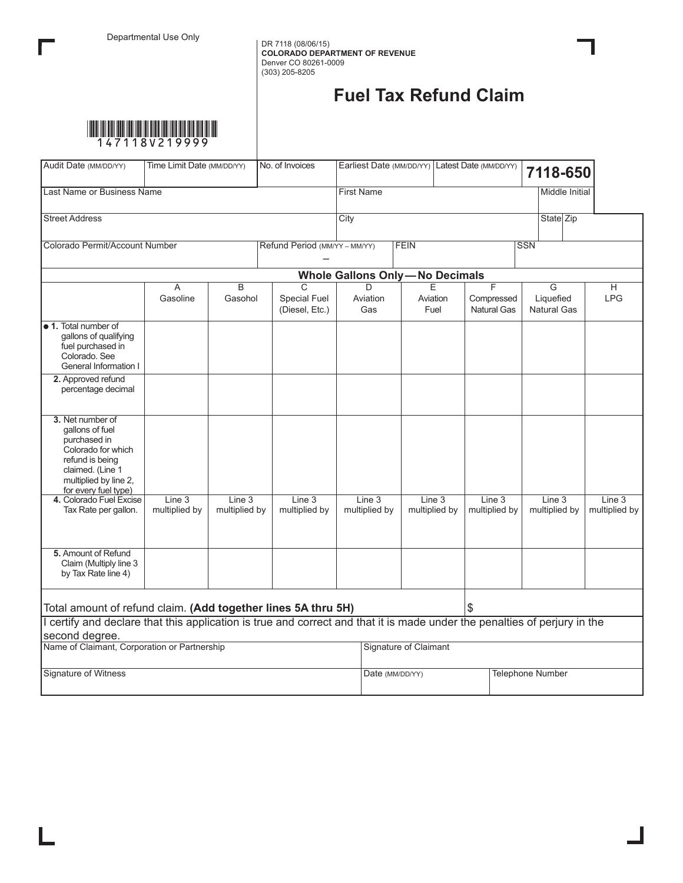Departmental Use Only

DR 7118 (08/06/15)
**COLORADO DEPARTMENT OF REVENUE**
Denver CO 80261-0009
(303) 205-8205

# Fuel Tax Refund Claim

147118V219999

| Audit Date (MM/DD/YY) | Time Limit Date (MM/DD/YY) | No. of Invoices | Earliest Date (MM/DD/YY) | Latest Date (MM/DD/YY) | **7118-650** |
|---|---|---|---|---|---|
| | | | | | |

| Last Name or Business Name | First Name | Middle Initial |
|---|---|---|
| | | |

| Street Address | City | State | Zip |
|---|---|---|---|
| | | | |

| Colorado Permit/Account Number | Refund Period (MM/YY – MM/YY) | FEIN | SSN |
|---|---|---|---|
| | – | | |

**Whole Gallons Only — No Decimals**

| | A Gasoline | B Gasohol | C Special Fuel (Diesel, Etc.) | D Aviation Gas | E Aviation Fuel | F Compressed Natural Gas | G Liquefied Natural Gas | H LPG |
|---|---|---|---|---|---|---|---|---|
| ● **1.** Total number of gallons of qualifying fuel purchased in Colorado. See General Information I | | | | | | | | |
| **2.** Approved refund percentage decimal | | | | | | | | |
| **3.** Net number of gallons of fuel purchased in Colorado for which refund is being claimed. (Line 1 multiplied by line 2, for every fuel type) | | | | | | | | |
| **4.** Colorado Fuel Excise Tax Rate per gallon. | Line 3 multiplied by | Line 3 multiplied by | Line 3 multiplied by | Line 3 multiplied by | Line 3 multiplied by | Line 3 multiplied by | Line 3 multiplied by | Line 3 multiplied by |
| **5.** Amount of Refund Claim (Multiply line 3 by Tax Rate line 4) | | | | | | | | |

Total amount of refund claim. **(Add together lines 5A thru 5H)** $

I certify and declare that this application is true and correct and that it is made under the penalties of perjury in the second degree.

| Name of Claimant, Corporation or Partnership | Signature of Claimant | |
|---|---|---|
| **Signature of Witness** | **Date (MM/DD/YY)** | **Telephone Number** |
| | | |